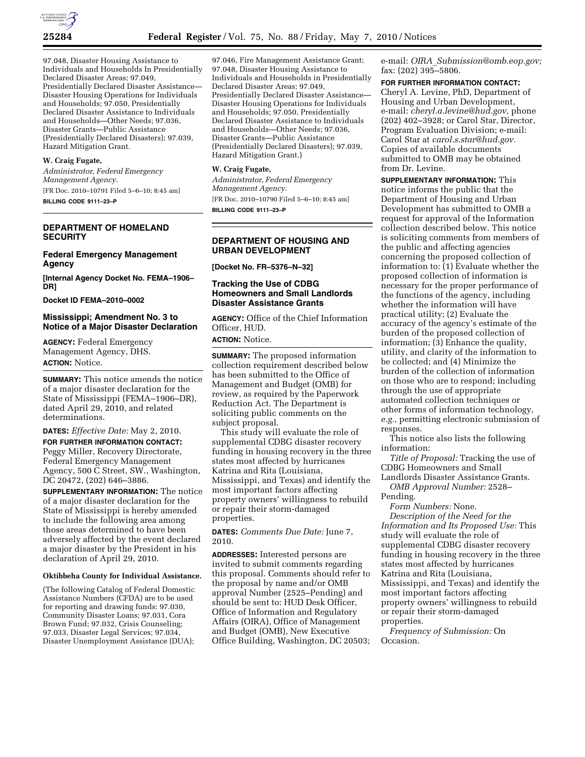97.048, Disaster Housing Assistance to Individuals and Households In Presidentially Declared Disaster Areas; 97.049, Presidentially Declared Disaster Assistance—Disaster Housing Operations for Individuals and Households; 97.050, Presidentially Declared Disaster Assistance to Individuals and Households—Other Needs; 97.036, Disaster Grants—Public Assistance (Presidentially Declared Disasters); 97.039, Hazard Mitigation Grant.

**W. Craig Fugate,**

*Administrator, Federal Emergency Management Agency.*

[FR Doc. 2010–10791 Filed 5–6–10; 8:45 am]

**BILLING CODE 9111–23–P**

## DEPARTMENT OF HOMELAND SECURITY

### Federal Emergency Management Agency

**[Internal Agency Docket No. FEMA–1906–DR]**

**Docket ID FEMA–2010–0002**

### Mississippi; Amendment No. 3 to Notice of a Major Disaster Declaration

**AGENCY:** Federal Emergency Management Agency, DHS.

**ACTION:** Notice.

**SUMMARY:** This notice amends the notice of a major disaster declaration for the State of Mississippi (FEMA–1906–DR), dated April 29, 2010, and related determinations.

**DATES:** *Effective Date:* May 2, 2010.

**FOR FURTHER INFORMATION CONTACT:** Peggy Miller, Recovery Directorate, Federal Emergency Management Agency, 500 C Street, SW., Washington, DC 20472, (202) 646–3886.

**SUPPLEMENTARY INFORMATION:** The notice of a major disaster declaration for the State of Mississippi is hereby amended to include the following area among those areas determined to have been adversely affected by the event declared a major disaster by the President in his declaration of April 29, 2010.

**Oktibbeha County for Individual Assistance.**

(The following Catalog of Federal Domestic Assistance Numbers (CFDA) are to be used for reporting and drawing funds: 97.030, Community Disaster Loans; 97.031, Cora Brown Fund; 97.032, Crisis Counseling; 97.033, Disaster Legal Services; 97.034, Disaster Unemployment Assistance (DUA); 97.046, Fire Management Assistance Grant; 97.048, Disaster Housing Assistance to Individuals and Households in Presidentially Declared Disaster Areas; 97.049, Presidentially Declared Disaster Assistance—Disaster Housing Operations for Individuals and Households; 97.050, Presidentially Declared Disaster Assistance to Individuals and Households—Other Needs; 97.036, Disaster Grants—Public Assistance (Presidentially Declared Disasters); 97.039, Hazard Mitigation Grant.)

**W. Craig Fugate,**

*Administrator, Federal Emergency Management Agency.*

[FR Doc. 2010–10790 Filed 5–6–10; 8:45 am]

**BILLING CODE 9111–23–P**

## DEPARTMENT OF HOUSING AND URBAN DEVELOPMENT

**[Docket No. FR–5376–N–32]**

### Tracking the Use of CDBG Homeowners and Small Landlords Disaster Assistance Grants

**AGENCY:** Office of the Chief Information Officer, HUD.

**ACTION:** Notice.

**SUMMARY:** The proposed information collection requirement described below has been submitted to the Office of Management and Budget (OMB) for review, as required by the Paperwork Reduction Act. The Department is soliciting public comments on the subject proposal.

This study will evaluate the role of supplemental CDBG disaster recovery funding in housing recovery in the three states most affected by hurricanes Katrina and Rita (Louisiana, Mississippi, and Texas) and identify the most important factors affecting property owners' willingness to rebuild or repair their storm-damaged properties.

**DATES:** *Comments Due Date:* June 7, 2010.

**ADDRESSES:** Interested persons are invited to submit comments regarding this proposal. Comments should refer to the proposal by name and/or OMB approval Number (2525–Pending) and should be sent to: HUD Desk Officer, Office of Information and Regulatory Affairs (OIRA), Office of Management and Budget (OMB), New Executive Office Building, Washington, DC 20503; e-mail: *OIRA_Submission@omb.eop.gov;* fax: (202) 395–5806.

**FOR FURTHER INFORMATION CONTACT:** Cheryl A. Levine, PhD, Department of Housing and Urban Development, e-mail: *cheryl.a.levine@hud.gov,* phone (202) 402–3928; or Carol Star, Director, Program Evaluation Division; e-mail: Carol Star at *carol.s.star@hud.gov.* Copies of available documents submitted to OMB may be obtained from Dr. Levine.

**SUPPLEMENTARY INFORMATION:** This notice informs the public that the Department of Housing and Urban Development has submitted to OMB a request for approval of the Information collection described below. This notice is soliciting comments from members of the public and affecting agencies concerning the proposed collection of information to: (1) Evaluate whether the proposed collection of information is necessary for the proper performance of the functions of the agency, including whether the information will have practical utility; (2) Evaluate the accuracy of the agency's estimate of the burden of the proposed collection of information; (3) Enhance the quality, utility, and clarity of the information to be collected; and (4) Minimize the burden of the collection of information on those who are to respond; including through the use of appropriate automated collection techniques or other forms of information technology, *e.g.,* permitting electronic submission of responses.

This notice also lists the following information:

*Title of Proposal:* Tracking the use of CDBG Homeowners and Small Landlords Disaster Assistance Grants.

*OMB Approval Number:* 2528–Pending.

*Form Numbers:* None.

*Description of the Need for the Information and Its Proposed Use:* This study will evaluate the role of supplemental CDBG disaster recovery funding in housing recovery in the three states most affected by hurricanes Katrina and Rita (Louisiana, Mississippi, and Texas) and identify the most important factors affecting property owners' willingness to rebuild or repair their storm-damaged properties.

*Frequency of Submission:* On Occasion.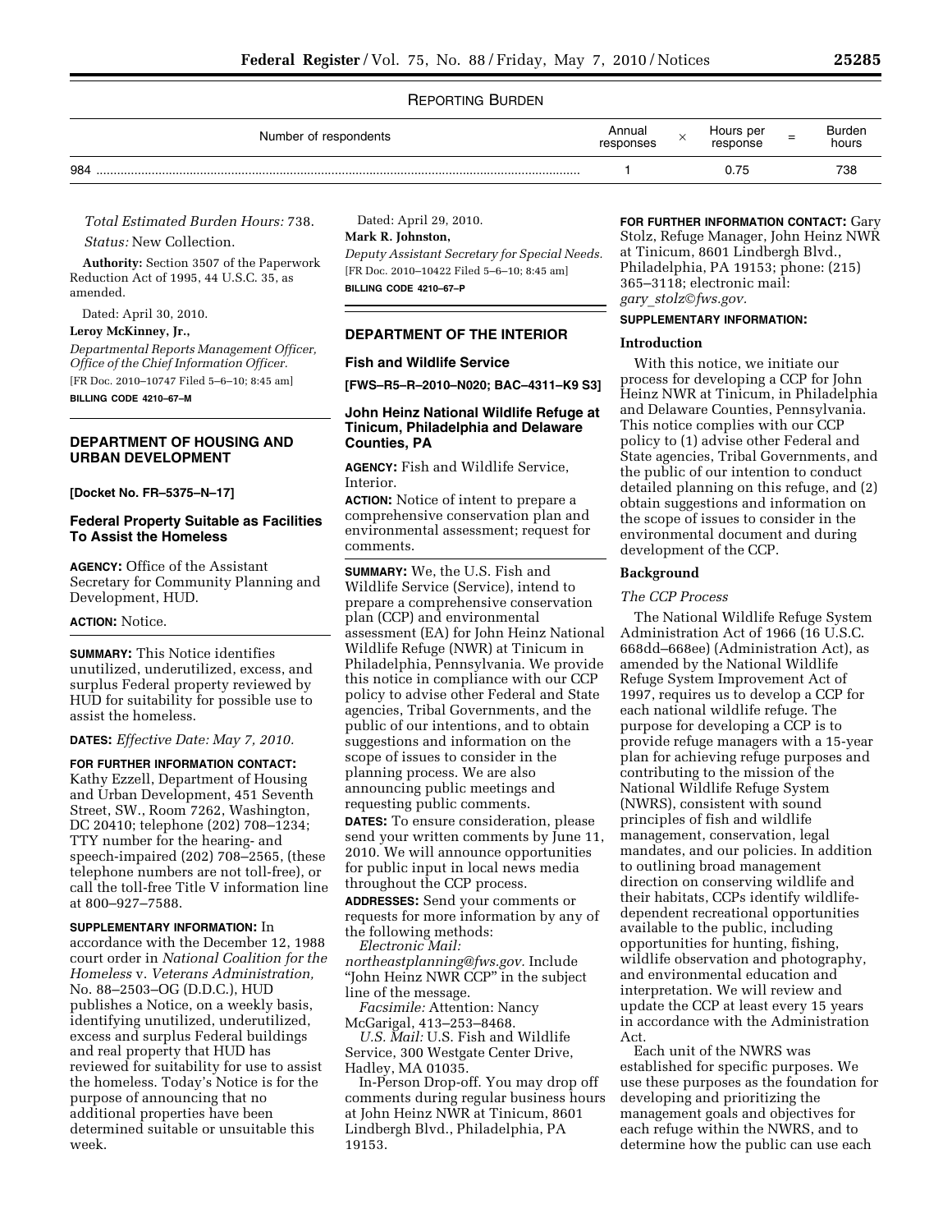REPORTING BURDEN

| Number of respondents | Annual responses | × | Hours per response | = | Burden hours |
|---|---|---|---|---|---|
| 984 | 1 | | 0.75 | | 738 |

*Total Estimated Burden Hours:* 738.

*Status:* New Collection.

**Authority:** Section 3507 of the Paperwork Reduction Act of 1995, 44 U.S.C. 35, as amended.

Dated: April 30, 2010.

**Leroy McKinney, Jr.,**

*Departmental Reports Management Officer, Office of the Chief Information Officer.*

[FR Doc. 2010–10747 Filed 5–6–10; 8:45 am]

**BILLING CODE 4210–67–M**

## DEPARTMENT OF HOUSING AND URBAN DEVELOPMENT

**[Docket No. FR–5375–N–17]**

### Federal Property Suitable as Facilities To Assist the Homeless

**AGENCY:** Office of the Assistant Secretary for Community Planning and Development, HUD.

**ACTION:** Notice.

**SUMMARY:** This Notice identifies unutilized, underutilized, excess, and surplus Federal property reviewed by HUD for suitability for possible use to assist the homeless.

**DATES:** *Effective Date: May 7, 2010.*

**FOR FURTHER INFORMATION CONTACT:** Kathy Ezzell, Department of Housing and Urban Development, 451 Seventh Street, SW., Room 7262, Washington, DC 20410; telephone (202) 708–1234; TTY number for the hearing- and speech-impaired (202) 708–2565, (these telephone numbers are not toll-free), or call the toll-free Title V information line at 800–927–7588.

**SUPPLEMENTARY INFORMATION:** In accordance with the December 12, 1988 court order in *National Coalition for the Homeless* v. *Veterans Administration,* No. 88–2503–OG (D.D.C.), HUD publishes a Notice, on a weekly basis, identifying unutilized, underutilized, excess and surplus Federal buildings and real property that HUD has reviewed for suitability for use to assist the homeless. Today's Notice is for the purpose of announcing that no additional properties have been determined suitable or unsuitable this week.

Dated: April 29, 2010.

**Mark R. Johnston,**

*Deputy Assistant Secretary for Special Needs.*

[FR Doc. 2010–10422 Filed 5–6–10; 8:45 am]

**BILLING CODE 4210–67–P**

## DEPARTMENT OF THE INTERIOR

### Fish and Wildlife Service

**[FWS–R5–R–2010–N020; BAC–4311–K9 S3]**

### John Heinz National Wildlife Refuge at Tinicum, Philadelphia and Delaware Counties, PA

**AGENCY:** Fish and Wildlife Service, Interior.

**ACTION:** Notice of intent to prepare a comprehensive conservation plan and environmental assessment; request for comments.

**SUMMARY:** We, the U.S. Fish and Wildlife Service (Service), intend to prepare a comprehensive conservation plan (CCP) and environmental assessment (EA) for John Heinz National Wildlife Refuge (NWR) at Tinicum in Philadelphia, Pennsylvania. We provide this notice in compliance with our CCP policy to advise other Federal and State agencies, Tribal Governments, and the public of our intentions, and to obtain suggestions and information on the scope of issues to consider in the planning process. We are also announcing public meetings and requesting public comments.

**DATES:** To ensure consideration, please send your written comments by June 11, 2010. We will announce opportunities for public input in local news media throughout the CCP process.

**ADDRESSES:** Send your comments or requests for more information by any of the following methods:

*Electronic Mail: northeastplanning@fws.gov.* Include "John Heinz NWR CCP" in the subject line of the message.

*Facsimile:* Attention: Nancy McGarigal, 413–253–8468.

*U.S. Mail:* U.S. Fish and Wildlife Service, 300 Westgate Center Drive, Hadley, MA 01035.

In-Person Drop-off. You may drop off comments during regular business hours at John Heinz NWR at Tinicum, 8601 Lindbergh Blvd., Philadelphia, PA 19153.

**FOR FURTHER INFORMATION CONTACT:** Gary Stolz, Refuge Manager, John Heinz NWR at Tinicum, 8601 Lindbergh Blvd., Philadelphia, PA 19153; phone: (215) 365–3118; electronic mail: *gary_stolz©fws.gov.*

**SUPPLEMENTARY INFORMATION:**

#### Introduction

With this notice, we initiate our process for developing a CCP for John Heinz NWR at Tinicum, in Philadelphia and Delaware Counties, Pennsylvania. This notice complies with our CCP policy to (1) advise other Federal and State agencies, Tribal Governments, and the public of our intention to conduct detailed planning on this refuge, and (2) obtain suggestions and information on the scope of issues to consider in the environmental document and during development of the CCP.

#### Background

*The CCP Process*

The National Wildlife Refuge System Administration Act of 1966 (16 U.S.C. 668dd–668ee) (Administration Act), as amended by the National Wildlife Refuge System Improvement Act of 1997, requires us to develop a CCP for each national wildlife refuge. The purpose for developing a CCP is to provide refuge managers with a 15-year plan for achieving refuge purposes and contributing to the mission of the National Wildlife Refuge System (NWRS), consistent with sound principles of fish and wildlife management, conservation, legal mandates, and our policies. In addition to outlining broad management direction on conserving wildlife and their habitats, CCPs identify wildlife-dependent recreational opportunities available to the public, including opportunities for hunting, fishing, wildlife observation and photography, and environmental education and interpretation. We will review and update the CCP at least every 15 years in accordance with the Administration Act.

Each unit of the NWRS was established for specific purposes. We use these purposes as the foundation for developing and prioritizing the management goals and objectives for each refuge within the NWRS, and to determine how the public can use each